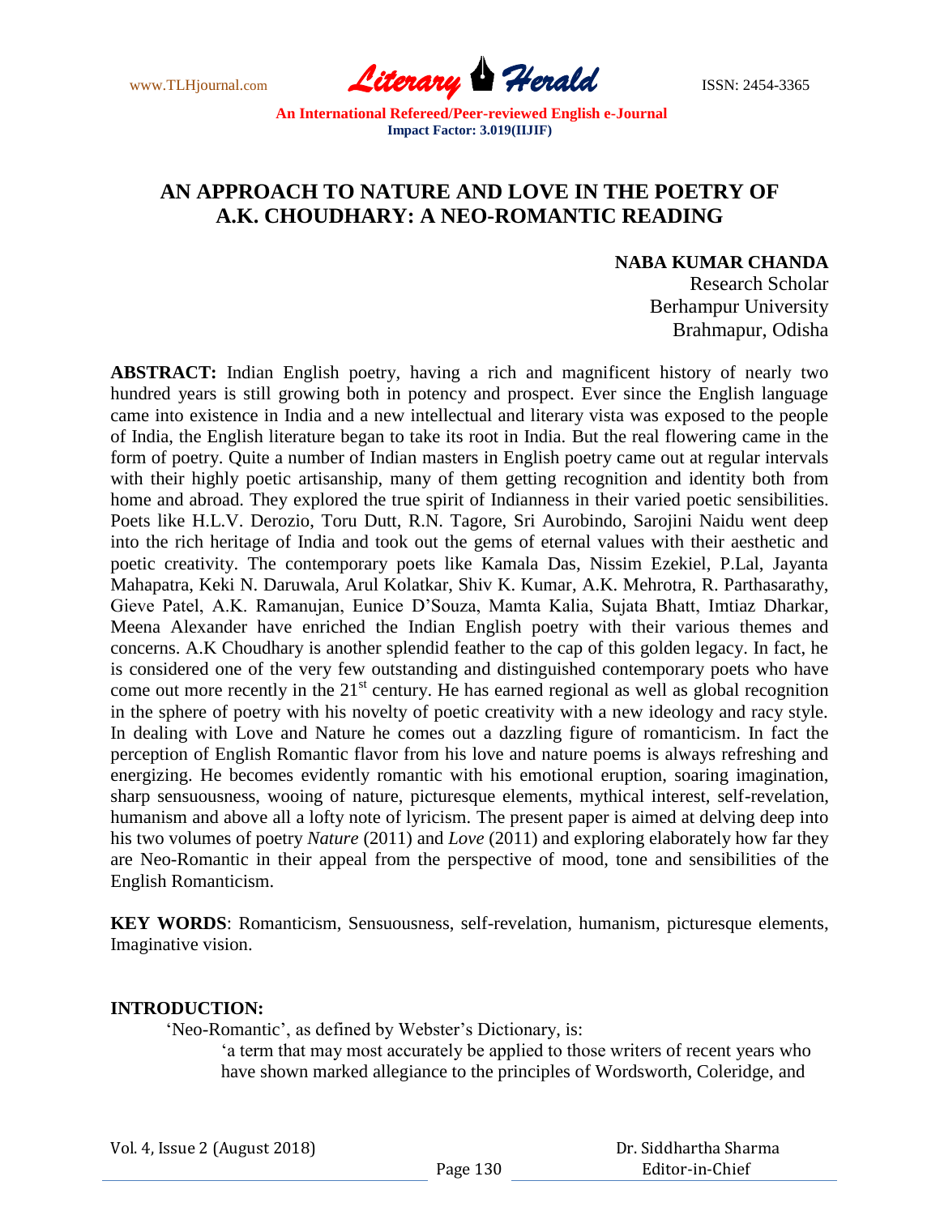# AN APPROACH TO NATURE AND LOVE IN THE POETRY OF A.K. CHOUDHARY: A NEO-ROMANTIC READING

**NABA KUMAR CHANDA**
Research Scholar
Berhampur University
Brahmapur, Odisha

**ABSTRACT:** Indian English poetry, having a rich and magnificent history of nearly two hundred years is still growing both in potency and prospect. Ever since the English language came into existence in India and a new intellectual and literary vista was exposed to the people of India, the English literature began to take its root in India. But the real flowering came in the form of poetry. Quite a number of Indian masters in English poetry came out at regular intervals with their highly poetic artisanship, many of them getting recognition and identity both from home and abroad. They explored the true spirit of Indianness in their varied poetic sensibilities. Poets like H.L.V. Derozio, Toru Dutt, R.N. Tagore, Sri Aurobindo, Sarojini Naidu went deep into the rich heritage of India and took out the gems of eternal values with their aesthetic and poetic creativity. The contemporary poets like Kamala Das, Nissim Ezekiel, P.Lal, Jayanta Mahapatra, Keki N. Daruwala, Arul Kolatkar, Shiv K. Kumar, A.K. Mehrotra, R. Parthasarathy, Gieve Patel, A.K. Ramanujan, Eunice D'Souza, Mamta Kalia, Sujata Bhatt, Imtiaz Dharkar, Meena Alexander have enriched the Indian English poetry with their various themes and concerns. A.K Choudhary is another splendid feather to the cap of this golden legacy. In fact, he is considered one of the very few outstanding and distinguished contemporary poets who have come out more recently in the 21st century. He has earned regional as well as global recognition in the sphere of poetry with his novelty of poetic creativity with a new ideology and racy style. In dealing with Love and Nature he comes out a dazzling figure of romanticism. In fact the perception of English Romantic flavor from his love and nature poems is always refreshing and energizing. He becomes evidently romantic with his emotional eruption, soaring imagination, sharp sensuousness, wooing of nature, picturesque elements, mythical interest, self-revelation, humanism and above all a lofty note of lyricism. The present paper is aimed at delving deep into his two volumes of poetry *Nature* (2011) and *Love* (2011) and exploring elaborately how far they are Neo-Romantic in their appeal from the perspective of mood, tone and sensibilities of the English Romanticism.

**KEY WORDS**: Romanticism, Sensuousness, self-revelation, humanism, picturesque elements, Imaginative vision.

## INTRODUCTION:

'Neo-Romantic', as defined by Webster's Dictionary, is:

> 'a term that may most accurately be applied to those writers of recent years who have shown marked allegiance to the principles of Wordsworth, Coleridge, and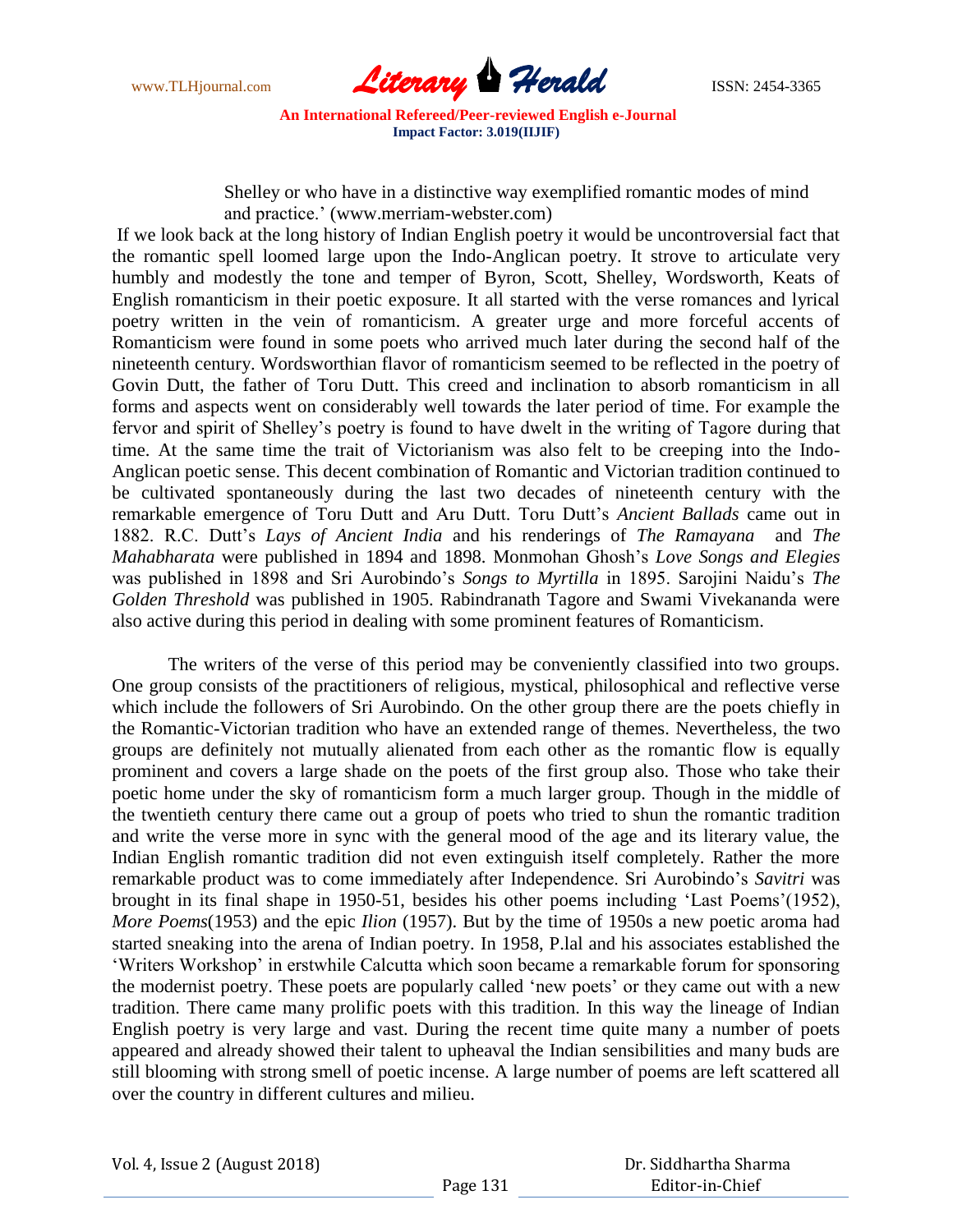Shelley or who have in a distinctive way exemplified romantic modes of mind and practice.' (www.merriam-webster.com)

If we look back at the long history of Indian English poetry it would be uncontroversial fact that the romantic spell loomed large upon the Indo-Anglican poetry. It strove to articulate very humbly and modestly the tone and temper of Byron, Scott, Shelley, Wordsworth, Keats of English romanticism in their poetic exposure. It all started with the verse romances and lyrical poetry written in the vein of romanticism. A greater urge and more forceful accents of Romanticism were found in some poets who arrived much later during the second half of the nineteenth century. Wordsworthian flavor of romanticism seemed to be reflected in the poetry of Govin Dutt, the father of Toru Dutt. This creed and inclination to absorb romanticism in all forms and aspects went on considerably well towards the later period of time. For example the fervor and spirit of Shelley's poetry is found to have dwelt in the writing of Tagore during that time. At the same time the trait of Victorianism was also felt to be creeping into the Indo-Anglican poetic sense. This decent combination of Romantic and Victorian tradition continued to be cultivated spontaneously during the last two decades of nineteenth century with the remarkable emergence of Toru Dutt and Aru Dutt. Toru Dutt's *Ancient Ballads* came out in 1882. R.C. Dutt's *Lays of Ancient India* and his renderings of *The Ramayana* and *The Mahabharata* were published in 1894 and 1898. Monmohan Ghosh's *Love Songs and Elegies* was published in 1898 and Sri Aurobindo's *Songs to Myrtilla* in 1895. Sarojini Naidu's *The Golden Threshold* was published in 1905. Rabindranath Tagore and Swami Vivekananda were also active during this period in dealing with some prominent features of Romanticism.

The writers of the verse of this period may be conveniently classified into two groups. One group consists of the practitioners of religious, mystical, philosophical and reflective verse which include the followers of Sri Aurobindo. On the other group there are the poets chiefly in the Romantic-Victorian tradition who have an extended range of themes. Nevertheless, the two groups are definitely not mutually alienated from each other as the romantic flow is equally prominent and covers a large shade on the poets of the first group also. Those who take their poetic home under the sky of romanticism form a much larger group. Though in the middle of the twentieth century there came out a group of poets who tried to shun the romantic tradition and write the verse more in sync with the general mood of the age and its literary value, the Indian English romantic tradition did not even extinguish itself completely. Rather the more remarkable product was to come immediately after Independence. Sri Aurobindo's *Savitri* was brought in its final shape in 1950-51, besides his other poems including 'Last Poems'(1952), *More Poems*(1953) and the epic *Ilion* (1957). But by the time of 1950s a new poetic aroma had started sneaking into the arena of Indian poetry. In 1958, P.lal and his associates established the 'Writers Workshop' in erstwhile Calcutta which soon became a remarkable forum for sponsoring the modernist poetry. These poets are popularly called 'new poets' or they came out with a new tradition. There came many prolific poets with this tradition. In this way the lineage of Indian English poetry is very large and vast. During the recent time quite many a number of poets appeared and already showed their talent to upheaval the Indian sensibilities and many buds are still blooming with strong smell of poetic incense. A large number of poems are left scattered all over the country in different cultures and milieu.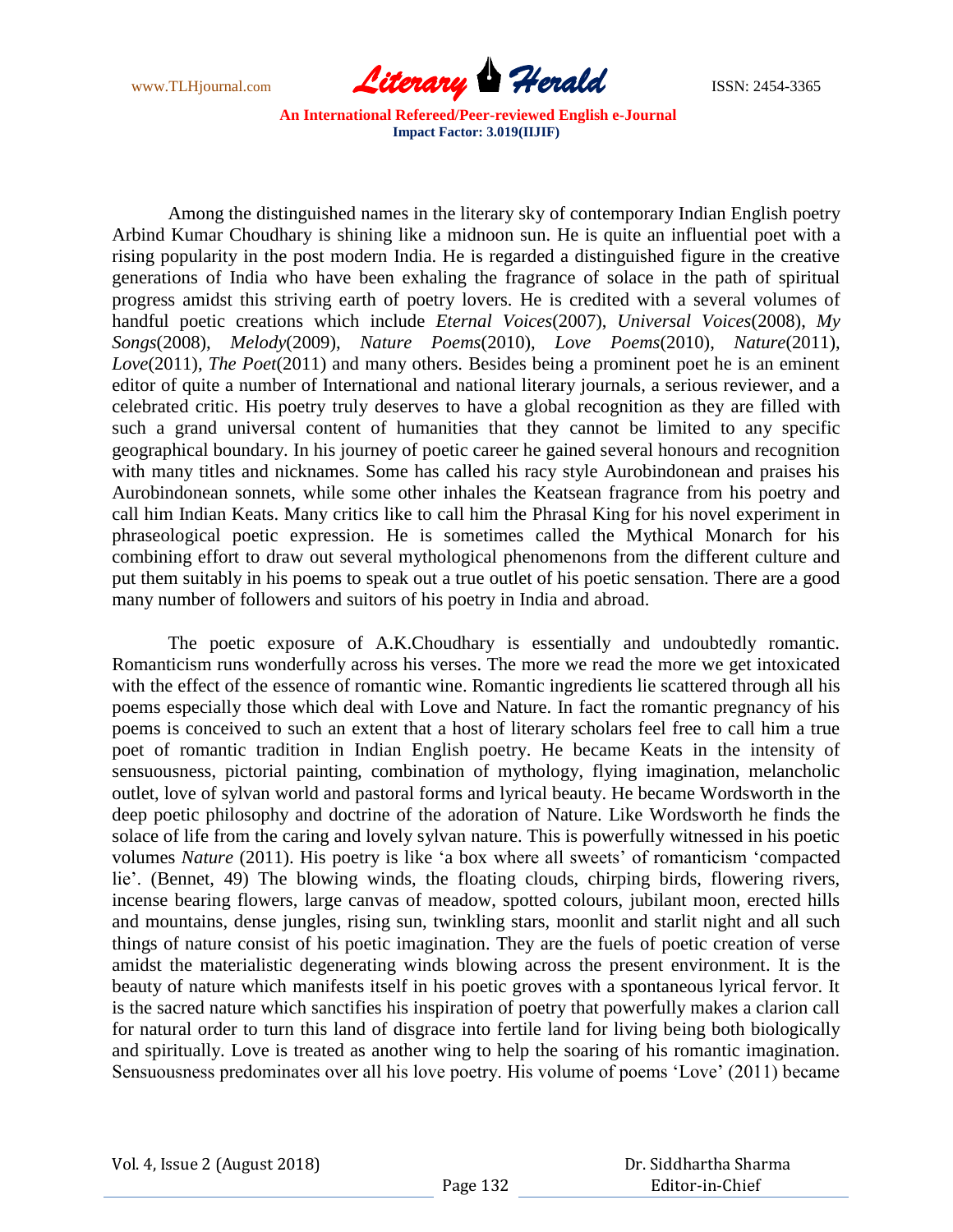Among the distinguished names in the literary sky of contemporary Indian English poetry Arbind Kumar Choudhary is shining like a midnoon sun. He is quite an influential poet with a rising popularity in the post modern India. He is regarded a distinguished figure in the creative generations of India who have been exhaling the fragrance of solace in the path of spiritual progress amidst this striving earth of poetry lovers. He is credited with a several volumes of handful poetic creations which include *Eternal Voices*(2007), *Universal Voices*(2008), *My Songs*(2008), *Melody*(2009), *Nature Poems*(2010), *Love Poems*(2010), *Nature*(2011), *Love*(2011), *The Poet*(2011) and many others. Besides being a prominent poet he is an eminent editor of quite a number of International and national literary journals, a serious reviewer, and a celebrated critic. His poetry truly deserves to have a global recognition as they are filled with such a grand universal content of humanities that they cannot be limited to any specific geographical boundary. In his journey of poetic career he gained several honours and recognition with many titles and nicknames. Some has called his racy style Aurobindonean and praises his Aurobindonean sonnets, while some other inhales the Keatsean fragrance from his poetry and call him Indian Keats. Many critics like to call him the Phrasal King for his novel experiment in phraseological poetic expression. He is sometimes called the Mythical Monarch for his combining effort to draw out several mythological phenomenons from the different culture and put them suitably in his poems to speak out a true outlet of his poetic sensation. There are a good many number of followers and suitors of his poetry in India and abroad.

The poetic exposure of A.K.Choudhary is essentially and undoubtedly romantic. Romanticism runs wonderfully across his verses. The more we read the more we get intoxicated with the effect of the essence of romantic wine. Romantic ingredients lie scattered through all his poems especially those which deal with Love and Nature. In fact the romantic pregnancy of his poems is conceived to such an extent that a host of literary scholars feel free to call him a true poet of romantic tradition in Indian English poetry. He became Keats in the intensity of sensuousness, pictorial painting, combination of mythology, flying imagination, melancholic outlet, love of sylvan world and pastoral forms and lyrical beauty. He became Wordsworth in the deep poetic philosophy and doctrine of the adoration of Nature. Like Wordsworth he finds the solace of life from the caring and lovely sylvan nature. This is powerfully witnessed in his poetic volumes *Nature* (2011). His poetry is like 'a box where all sweets' of romanticism 'compacted lie'. (Bennet, 49) The blowing winds, the floating clouds, chirping birds, flowering rivers, incense bearing flowers, large canvas of meadow, spotted colours, jubilant moon, erected hills and mountains, dense jungles, rising sun, twinkling stars, moonlit and starlit night and all such things of nature consist of his poetic imagination. They are the fuels of poetic creation of verse amidst the materialistic degenerating winds blowing across the present environment. It is the beauty of nature which manifests itself in his poetic groves with a spontaneous lyrical fervor. It is the sacred nature which sanctifies his inspiration of poetry that powerfully makes a clarion call for natural order to turn this land of disgrace into fertile land for living being both biologically and spiritually. Love is treated as another wing to help the soaring of his romantic imagination. Sensuousness predominates over all his love poetry. His volume of poems 'Love' (2011) became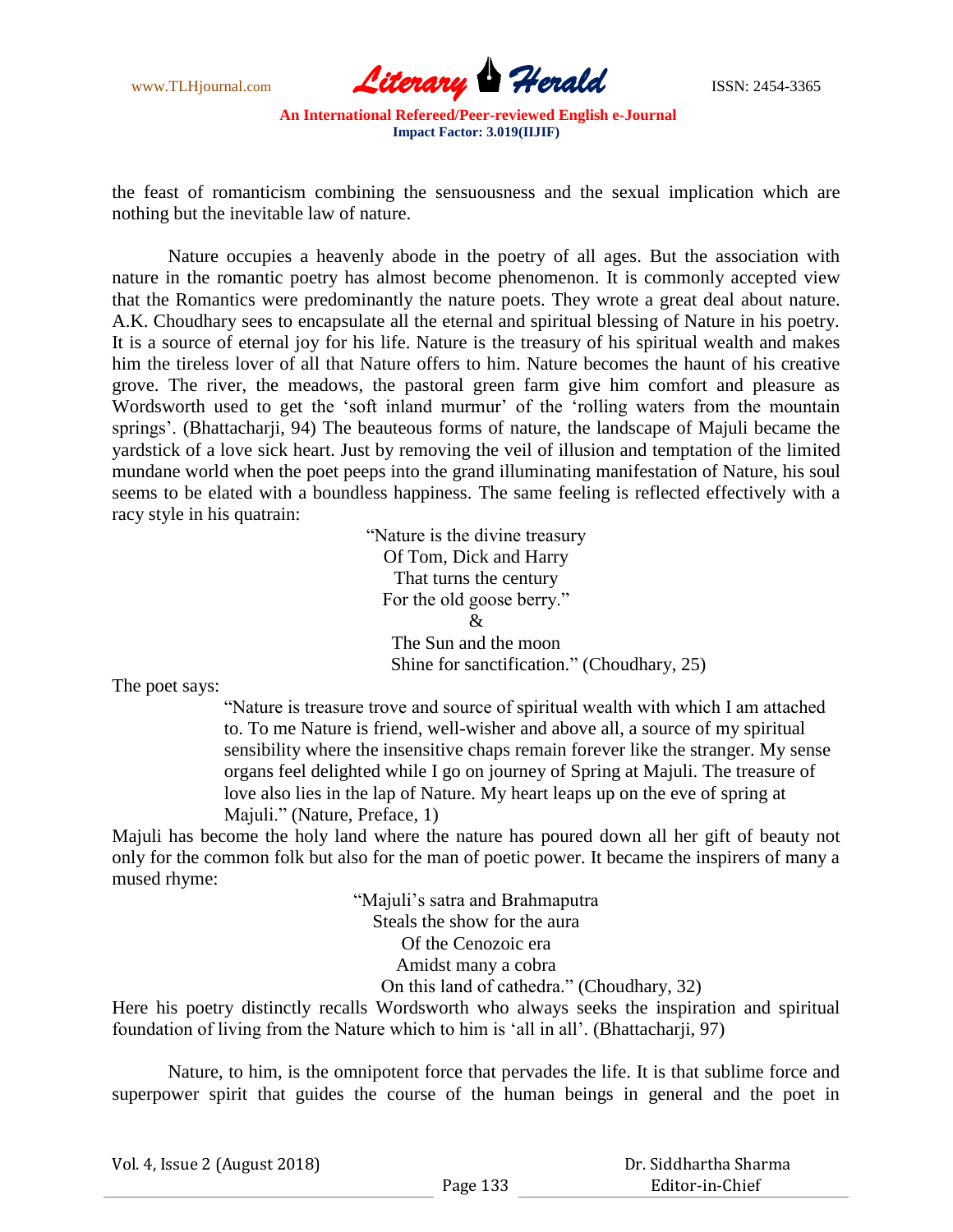the feast of romanticism combining the sensuousness and the sexual implication which are nothing but the inevitable law of nature.

Nature occupies a heavenly abode in the poetry of all ages. But the association with nature in the romantic poetry has almost become phenomenon. It is commonly accepted view that the Romantics were predominantly the nature poets. They wrote a great deal about nature. A.K. Choudhary sees to encapsulate all the eternal and spiritual blessing of Nature in his poetry. It is a source of eternal joy for his life. Nature is the treasury of his spiritual wealth and makes him the tireless lover of all that Nature offers to him. Nature becomes the haunt of his creative grove. The river, the meadows, the pastoral green farm give him comfort and pleasure as Wordsworth used to get the 'soft inland murmur' of the 'rolling waters from the mountain springs'. (Bhattacharji, 94) The beauteous forms of nature, the landscape of Majuli became the yardstick of a love sick heart. Just by removing the veil of illusion and temptation of the limited mundane world when the poet peeps into the grand illuminating manifestation of Nature, his soul seems to be elated with a boundless happiness. The same feeling is reflected effectively with a racy style in his quatrain:

> "Nature is the divine treasury
> Of Tom, Dick and Harry
> That turns the century
> For the old goose berry."
> &
> The Sun and the moon
> Shine for sanctification." (Choudhary, 25)

The poet says:

> "Nature is treasure trove and source of spiritual wealth with which I am attached to. To me Nature is friend, well-wisher and above all, a source of my spiritual sensibility where the insensitive chaps remain forever like the stranger. My sense organs feel delighted while I go on journey of Spring at Majuli. The treasure of love also lies in the lap of Nature. My heart leaps up on the eve of spring at Majuli." (Nature, Preface, 1)

Majuli has become the holy land where the nature has poured down all her gift of beauty not only for the common folk but also for the man of poetic power. It became the inspirers of many a mused rhyme:

> "Majuli's satra and Brahmaputra
> Steals the show for the aura
> Of the Cenozoic era
> Amidst many a cobra
> On this land of cathedra." (Choudhary, 32)

Here his poetry distinctly recalls Wordsworth who always seeks the inspiration and spiritual foundation of living from the Nature which to him is 'all in all'. (Bhattacharji, 97)

Nature, to him, is the omnipotent force that pervades the life. It is that sublime force and superpower spirit that guides the course of the human beings in general and the poet in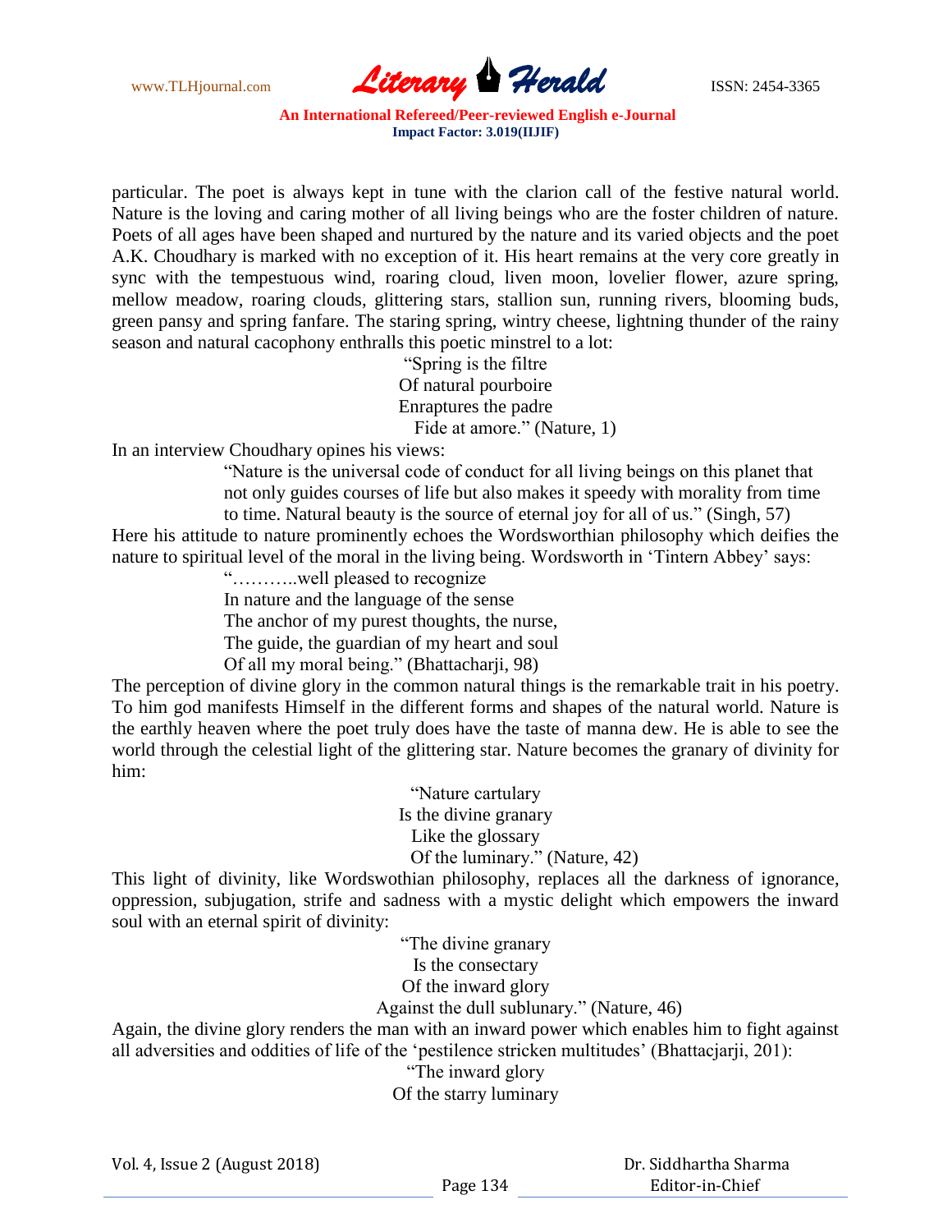particular. The poet is always kept in tune with the clarion call of the festive natural world. Nature is the loving and caring mother of all living beings who are the foster children of nature. Poets of all ages have been shaped and nurtured by the nature and its varied objects and the poet A.K. Choudhary is marked with no exception of it. His heart remains at the very core greatly in sync with the tempestuous wind, roaring cloud, liven moon, lovelier flower, azure spring, mellow meadow, roaring clouds, glittering stars, stallion sun, running rivers, blooming buds, green pansy and spring fanfare. The staring spring, wintry cheese, lightning thunder of the rainy season and natural cacophony enthralls this poetic minstrel to a lot:

> "Spring is the filtre
> Of natural pourboire
> Enraptures the padre
> Fide at amore." (Nature, 1)

In an interview Choudhary opines his views:

> "Nature is the universal code of conduct for all living beings on this planet that not only guides courses of life but also makes it speedy with morality from time to time. Natural beauty is the source of eternal joy for all of us." (Singh, 57)

Here his attitude to nature prominently echoes the Wordsworthian philosophy which deifies the nature to spiritual level of the moral in the living being. Wordsworth in 'Tintern Abbey' says:

> "………..well pleased to recognize
> In nature and the language of the sense
> The anchor of my purest thoughts, the nurse,
> The guide, the guardian of my heart and soul
> Of all my moral being." (Bhattacharji, 98)

The perception of divine glory in the common natural things is the remarkable trait in his poetry. To him god manifests Himself in the different forms and shapes of the natural world. Nature is the earthly heaven where the poet truly does have the taste of manna dew. He is able to see the world through the celestial light of the glittering star. Nature becomes the granary of divinity for him:

> "Nature cartulary
> Is the divine granary
> Like the glossary
> Of the luminary." (Nature, 42)

This light of divinity, like Wordswothian philosophy, replaces all the darkness of ignorance, oppression, subjugation, strife and sadness with a mystic delight which empowers the inward soul with an eternal spirit of divinity:

> "The divine granary
> Is the consectary
> Of the inward glory
> Against the dull sublunary." (Nature, 46)

Again, the divine glory renders the man with an inward power which enables him to fight against all adversities and oddities of life of the 'pestilence stricken multitudes' (Bhattacjarji, 201):

> "The inward glory
> Of the starry luminary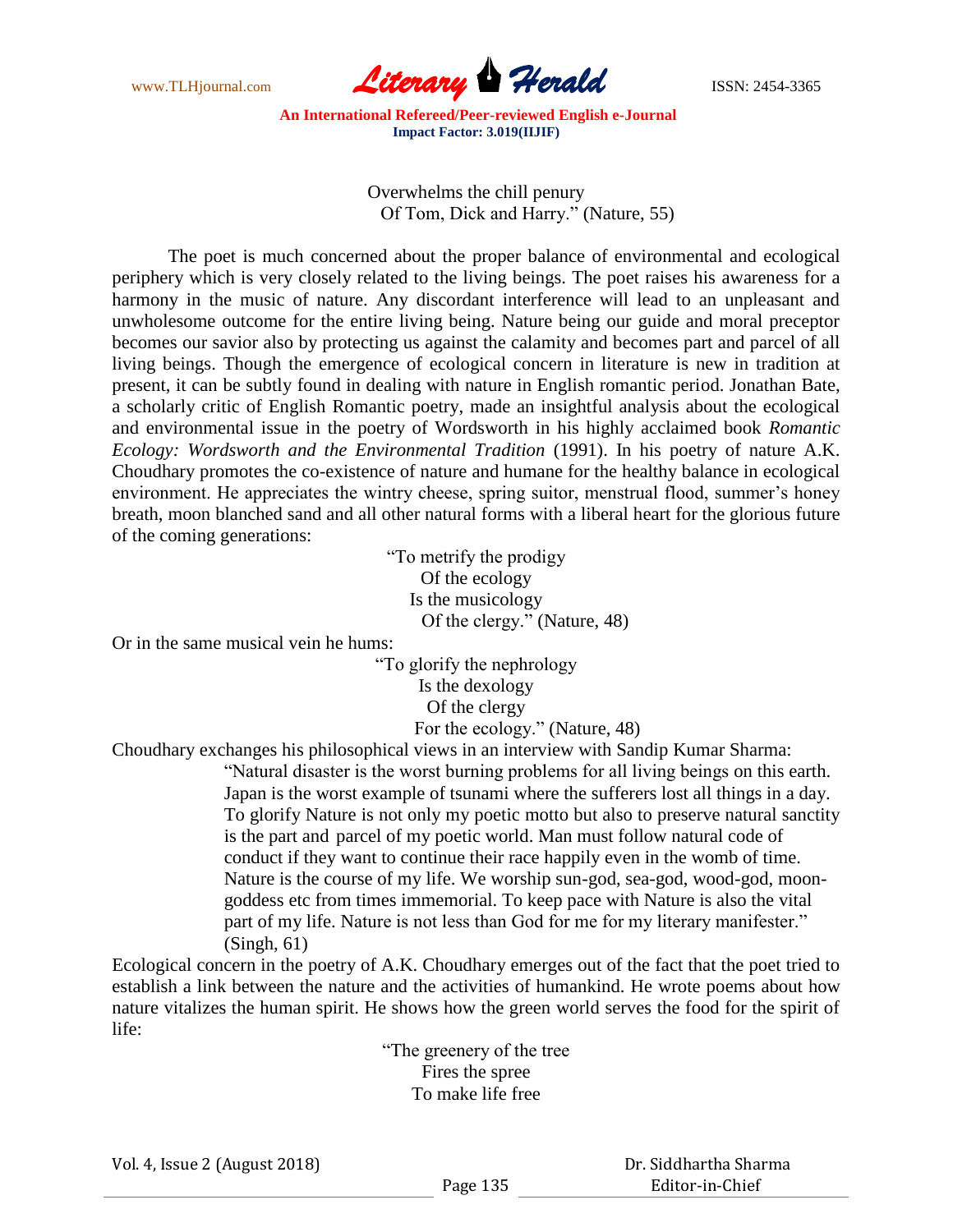Overwhelms the chill penury  
Of Tom, Dick and Harry." (Nature, 55)

The poet is much concerned about the proper balance of environmental and ecological periphery which is very closely related to the living beings. The poet raises his awareness for a harmony in the music of nature. Any discordant interference will lead to an unpleasant and unwholesome outcome for the entire living being. Nature being our guide and moral preceptor becomes our savior also by protecting us against the calamity and becomes part and parcel of all living beings. Though the emergence of ecological concern in literature is new in tradition at present, it can be subtly found in dealing with nature in English romantic period. Jonathan Bate, a scholarly critic of English Romantic poetry, made an insightful analysis about the ecological and environmental issue in the poetry of Wordsworth in his highly acclaimed book *Romantic Ecology: Wordsworth and the Environmental Tradition* (1991). In his poetry of nature A.K. Choudhary promotes the co-existence of nature and humane for the healthy balance in ecological environment. He appreciates the wintry cheese, spring suitor, menstrual flood, summer's honey breath, moon blanched sand and all other natural forms with a liberal heart for the glorious future of the coming generations:

"To metrify the prodigy  
Of the ecology  
Is the musicology  
Of the clergy." (Nature, 48)

Or in the same musical vein he hums:

"To glorify the nephrology  
Is the dexology  
Of the clergy  
For the ecology." (Nature, 48)

Choudhary exchanges his philosophical views in an interview with Sandip Kumar Sharma:

> "Natural disaster is the worst burning problems for all living beings on this earth. Japan is the worst example of tsunami where the sufferers lost all things in a day. To glorify Nature is not only my poetic motto but also to preserve natural sanctity is the part and parcel of my poetic world. Man must follow natural code of conduct if they want to continue their race happily even in the womb of time. Nature is the course of my life. We worship sun-god, sea-god, wood-god, moon-goddess etc from times immemorial. To keep pace with Nature is also the vital part of my life. Nature is not less than God for me for my literary manifester." (Singh, 61)

Ecological concern in the poetry of A.K. Choudhary emerges out of the fact that the poet tried to establish a link between the nature and the activities of humankind. He wrote poems about how nature vitalizes the human spirit. He shows how the green world serves the food for the spirit of life:

"The greenery of the tree  
Fires the spree  
To make life free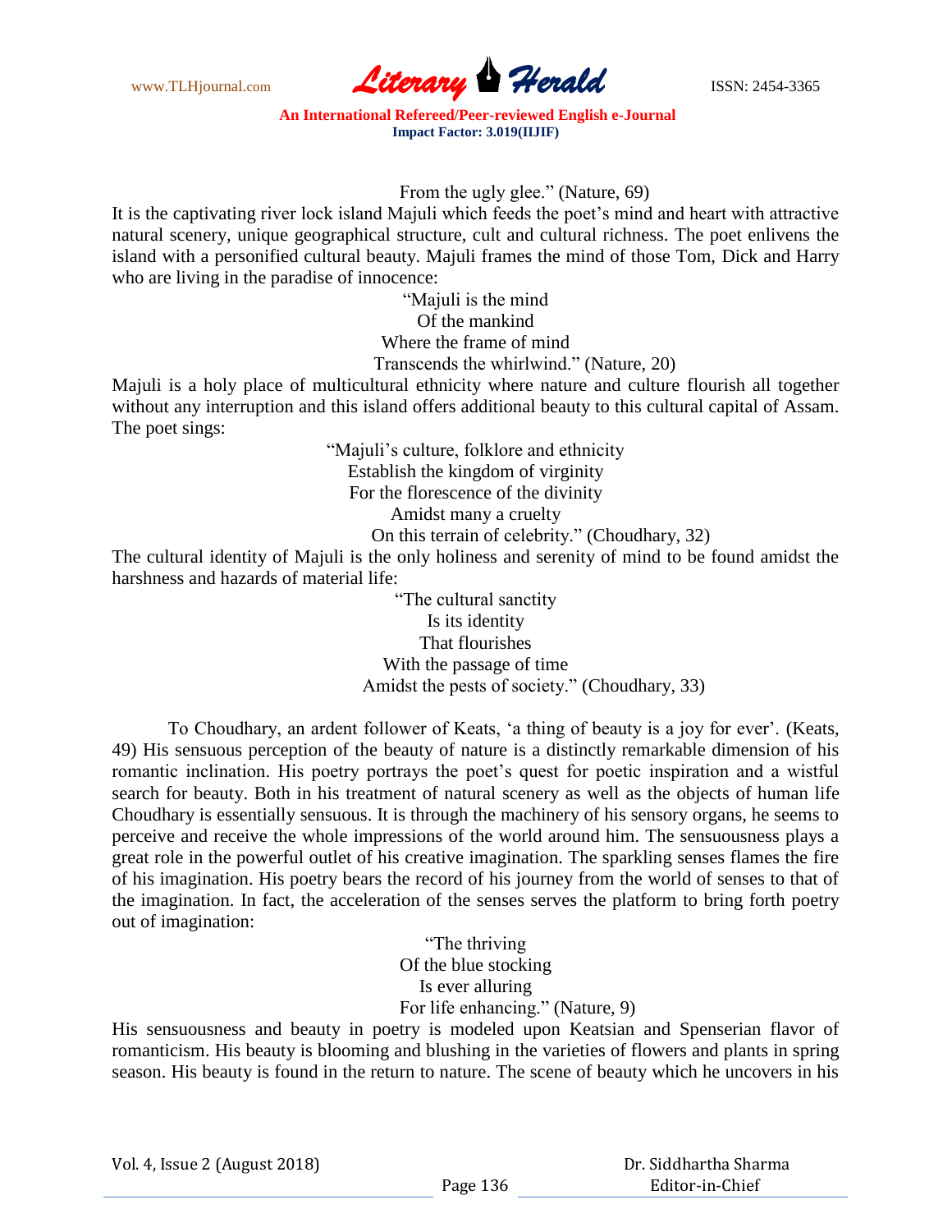From the ugly glee." (Nature, 69)

It is the captivating river lock island Majuli which feeds the poet's mind and heart with attractive natural scenery, unique geographical structure, cult and cultural richness. The poet enlivens the island with a personified cultural beauty. Majuli frames the mind of those Tom, Dick and Harry who are living in the paradise of innocence:

"Majuli is the mind
Of the mankind
Where the frame of mind
Transcends the whirlwind." (Nature, 20)

Majuli is a holy place of multicultural ethnicity where nature and culture flourish all together without any interruption and this island offers additional beauty to this cultural capital of Assam. The poet sings:

"Majuli's culture, folklore and ethnicity
Establish the kingdom of virginity
For the florescence of the divinity
Amidst many a cruelty
On this terrain of celebrity." (Choudhary, 32)

The cultural identity of Majuli is the only holiness and serenity of mind to be found amidst the harshness and hazards of material life:

"The cultural sanctity
Is its identity
That flourishes
With the passage of time
Amidst the pests of society." (Choudhary, 33)

To Choudhary, an ardent follower of Keats, 'a thing of beauty is a joy for ever'. (Keats, 49) His sensuous perception of the beauty of nature is a distinctly remarkable dimension of his romantic inclination. His poetry portrays the poet's quest for poetic inspiration and a wistful search for beauty. Both in his treatment of natural scenery as well as the objects of human life Choudhary is essentially sensuous. It is through the machinery of his sensory organs, he seems to perceive and receive the whole impressions of the world around him. The sensuousness plays a great role in the powerful outlet of his creative imagination. The sparkling senses flames the fire of his imagination. His poetry bears the record of his journey from the world of senses to that of the imagination. In fact, the acceleration of the senses serves the platform to bring forth poetry out of imagination:

"The thriving
Of the blue stocking
Is ever alluring
For life enhancing." (Nature, 9)

His sensuousness and beauty in poetry is modeled upon Keatsian and Spenserian flavor of romanticism. His beauty is blooming and blushing in the varieties of flowers and plants in spring season. His beauty is found in the return to nature. The scene of beauty which he uncovers in his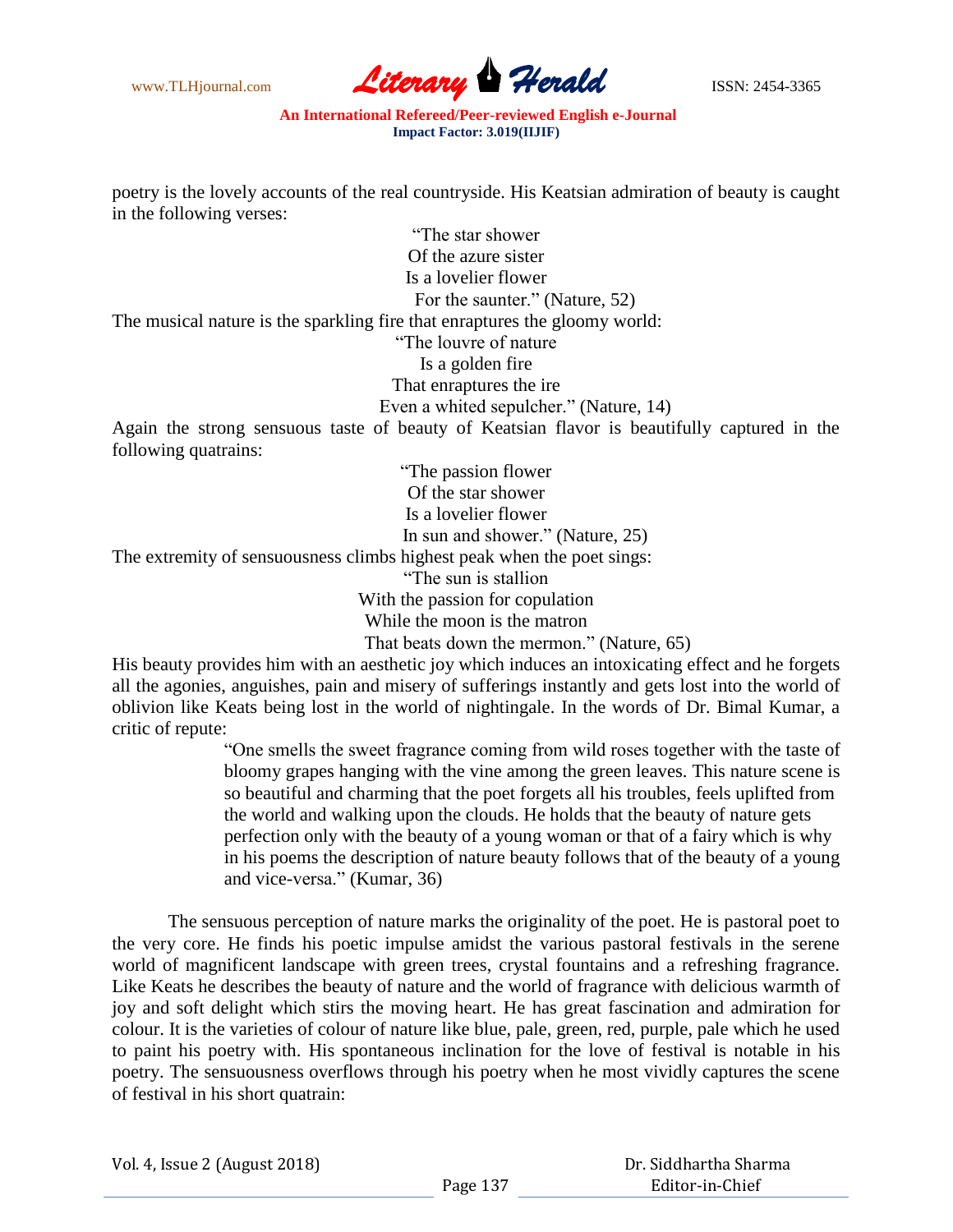poetry is the lovely accounts of the real countryside. His Keatsian admiration of beauty is caught in the following verses:

> "The star shower  
> Of the azure sister  
> Is a lovelier flower  
> For the saunter." (Nature, 52)

The musical nature is the sparkling fire that enraptures the gloomy world:

> "The louvre of nature  
> Is a golden fire  
> That enraptures the ire  
> Even a whited sepulcher." (Nature, 14)

Again the strong sensuous taste of beauty of Keatsian flavor is beautifully captured in the following quatrains:

> "The passion flower  
> Of the star shower  
> Is a lovelier flower  
> In sun and shower." (Nature, 25)

The extremity of sensuousness climbs highest peak when the poet sings:

> "The sun is stallion  
> With the passion for copulation  
> While the moon is the matron  
> That beats down the mermon." (Nature, 65)

His beauty provides him with an aesthetic joy which induces an intoxicating effect and he forgets all the agonies, anguishes, pain and misery of sufferings instantly and gets lost into the world of oblivion like Keats being lost in the world of nightingale. In the words of Dr. Bimal Kumar, a critic of repute:

> "One smells the sweet fragrance coming from wild roses together with the taste of bloomy grapes hanging with the vine among the green leaves. This nature scene is so beautiful and charming that the poet forgets all his troubles, feels uplifted from the world and walking upon the clouds. He holds that the beauty of nature gets perfection only with the beauty of a young woman or that of a fairy which is why in his poems the description of nature beauty follows that of the beauty of a young and vice-versa." (Kumar, 36)

The sensuous perception of nature marks the originality of the poet. He is pastoral poet to the very core. He finds his poetic impulse amidst the various pastoral festivals in the serene world of magnificent landscape with green trees, crystal fountains and a refreshing fragrance. Like Keats he describes the beauty of nature and the world of fragrance with delicious warmth of joy and soft delight which stirs the moving heart. He has great fascination and admiration for colour. It is the varieties of colour of nature like blue, pale, green, red, purple, pale which he used to paint his poetry with. His spontaneous inclination for the love of festival is notable in his poetry. The sensuousness overflows through his poetry when he most vividly captures the scene of festival in his short quatrain: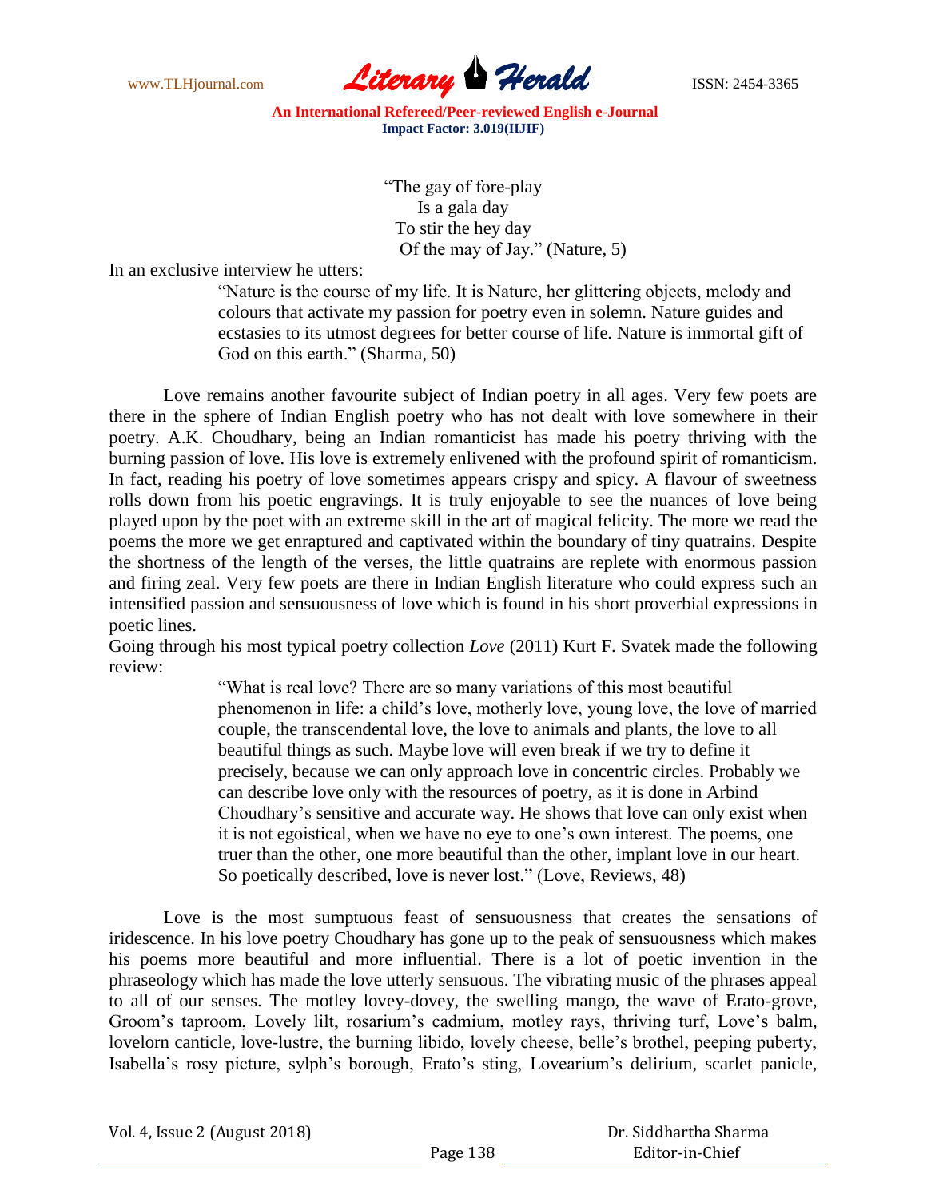> "The gay of fore-play
> Is a gala day
> To stir the hey day
> Of the may of Jay." (Nature, 5)

In an exclusive interview he utters:

> "Nature is the course of my life. It is Nature, her glittering objects, melody and colours that activate my passion for poetry even in solemn. Nature guides and ecstasies to its utmost degrees for better course of life. Nature is immortal gift of God on this earth." (Sharma, 50)

Love remains another favourite subject of Indian poetry in all ages. Very few poets are there in the sphere of Indian English poetry who has not dealt with love somewhere in their poetry. A.K. Choudhary, being an Indian romanticist has made his poetry thriving with the burning passion of love. His love is extremely enlivened with the profound spirit of romanticism. In fact, reading his poetry of love sometimes appears crispy and spicy. A flavour of sweetness rolls down from his poetic engravings. It is truly enjoyable to see the nuances of love being played upon by the poet with an extreme skill in the art of magical felicity. The more we read the poems the more we get enraptured and captivated within the boundary of tiny quatrains. Despite the shortness of the length of the verses, the little quatrains are replete with enormous passion and firing zeal. Very few poets are there in Indian English literature who could express such an intensified passion and sensuousness of love which is found in his short proverbial expressions in poetic lines.

Going through his most typical poetry collection *Love* (2011) Kurt F. Svatek made the following review:

> "What is real love? There are so many variations of this most beautiful phenomenon in life: a child's love, motherly love, young love, the love of married couple, the transcendental love, the love to animals and plants, the love to all beautiful things as such. Maybe love will even break if we try to define it precisely, because we can only approach love in concentric circles. Probably we can describe love only with the resources of poetry, as it is done in Arbind Choudhary's sensitive and accurate way. He shows that love can only exist when it is not egoistical, when we have no eye to one's own interest. The poems, one truer than the other, one more beautiful than the other, implant love in our heart. So poetically described, love is never lost." (Love, Reviews, 48)

Love is the most sumptuous feast of sensuousness that creates the sensations of iridescence. In his love poetry Choudhary has gone up to the peak of sensuousness which makes his poems more beautiful and more influential. There is a lot of poetic invention in the phraseology which has made the love utterly sensuous. The vibrating music of the phrases appeal to all of our senses. The motley lovey-dovey, the swelling mango, the wave of Erato-grove, Groom's taproom, Lovely lilt, rosarium's cadmium, motley rays, thriving turf, Love's balm, lovelorn canticle, love-lustre, the burning libido, lovely cheese, belle's brothel, peeping puberty, Isabella's rosy picture, sylph's borough, Erato's sting, Lovearium's delirium, scarlet panicle,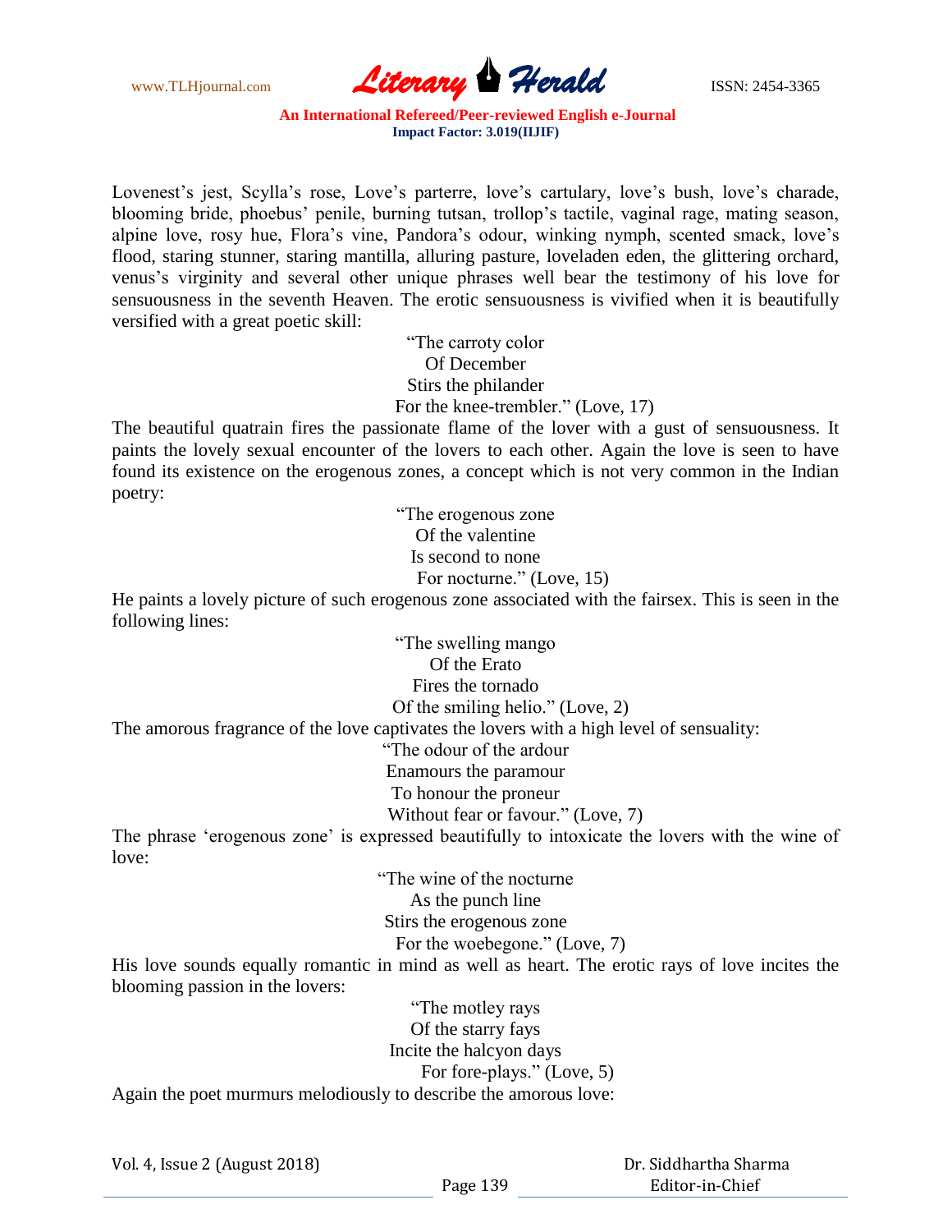Lovenest's jest, Scylla's rose, Love's parterre, love's cartulary, love's bush, love's charade, blooming bride, phoebus' penile, burning tutsan, trollop's tactile, vaginal rage, mating season, alpine love, rosy hue, Flora's vine, Pandora's odour, winking nymph, scented smack, love's flood, staring stunner, staring mantilla, alluring pasture, loveladen eden, the glittering orchard, venus's virginity and several other unique phrases well bear the testimony of his love for sensuousness in the seventh Heaven. The erotic sensuousness is vivified when it is beautifully versified with a great poetic skill:

> "The carroty color
> Of December
> Stirs the philander
> For the knee-trembler." (Love, 17)

The beautiful quatrain fires the passionate flame of the lover with a gust of sensuousness. It paints the lovely sexual encounter of the lovers to each other. Again the love is seen to have found its existence on the erogenous zones, a concept which is not very common in the Indian poetry:

> "The erogenous zone
> Of the valentine
> Is second to none
> For nocturne." (Love, 15)

He paints a lovely picture of such erogenous zone associated with the fairsex. This is seen in the following lines:

> "The swelling mango
> Of the Erato
> Fires the tornado
> Of the smiling helio." (Love, 2)

The amorous fragrance of the love captivates the lovers with a high level of sensuality:

> "The odour of the ardour
> Enamours the paramour
> To honour the proneur
> Without fear or favour." (Love, 7)

The phrase 'erogenous zone' is expressed beautifully to intoxicate the lovers with the wine of love:

> "The wine of the nocturne
> As the punch line
> Stirs the erogenous zone
> For the woebegone." (Love, 7)

His love sounds equally romantic in mind as well as heart. The erotic rays of love incites the blooming passion in the lovers:

> "The motley rays
> Of the starry fays
> Incite the halcyon days
> For fore-plays." (Love, 5)

Again the poet murmurs melodiously to describe the amorous love: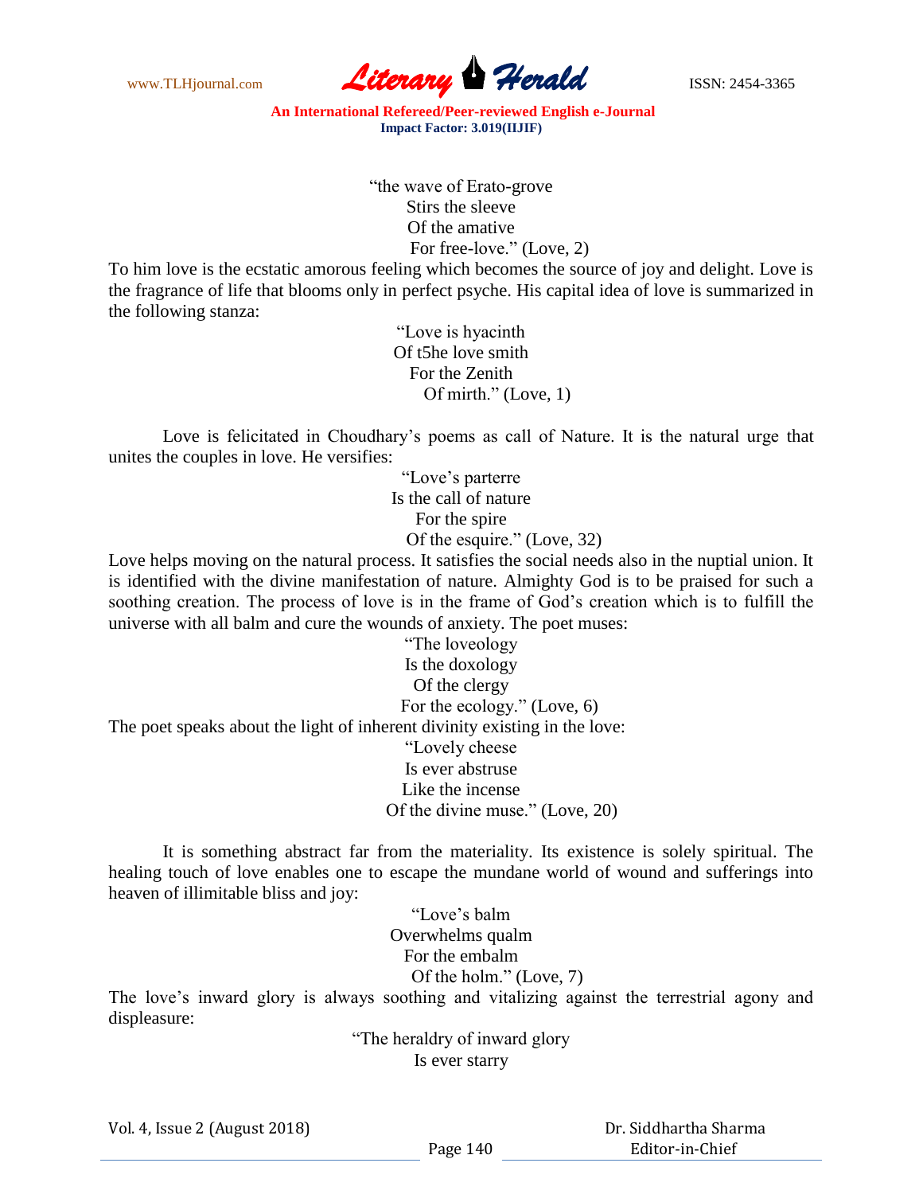"the wave of Erato-grove  
Stirs the sleeve  
Of the amative  
For free-love." (Love, 2)

To him love is the ecstatic amorous feeling which becomes the source of joy and delight. Love is the fragrance of life that blooms only in perfect psyche. His capital idea of love is summarized in the following stanza:

"Love is hyacinth  
Of t5he love smith  
For the Zenith  
Of mirth." (Love, 1)

Love is felicitated in Choudhary's poems as call of Nature. It is the natural urge that unites the couples in love. He versifies:

"Love's parterre  
Is the call of nature  
For the spire  
Of the esquire." (Love, 32)

Love helps moving on the natural process. It satisfies the social needs also in the nuptial union. It is identified with the divine manifestation of nature. Almighty God is to be praised for such a soothing creation. The process of love is in the frame of God's creation which is to fulfill the universe with all balm and cure the wounds of anxiety. The poet muses:

"The loveology  
Is the doxology  
Of the clergy  
For the ecology." (Love, 6)

The poet speaks about the light of inherent divinity existing in the love:

"Lovely cheese  
Is ever abstruse  
Like the incense  
Of the divine muse." (Love, 20)

It is something abstract far from the materiality. Its existence is solely spiritual. The healing touch of love enables one to escape the mundane world of wound and sufferings into heaven of illimitable bliss and joy:

"Love's balm  
Overwhelms qualm  
For the embalm  
Of the holm." (Love, 7)

The love's inward glory is always soothing and vitalizing against the terrestrial agony and displeasure:

"The heraldry of inward glory  
Is ever starry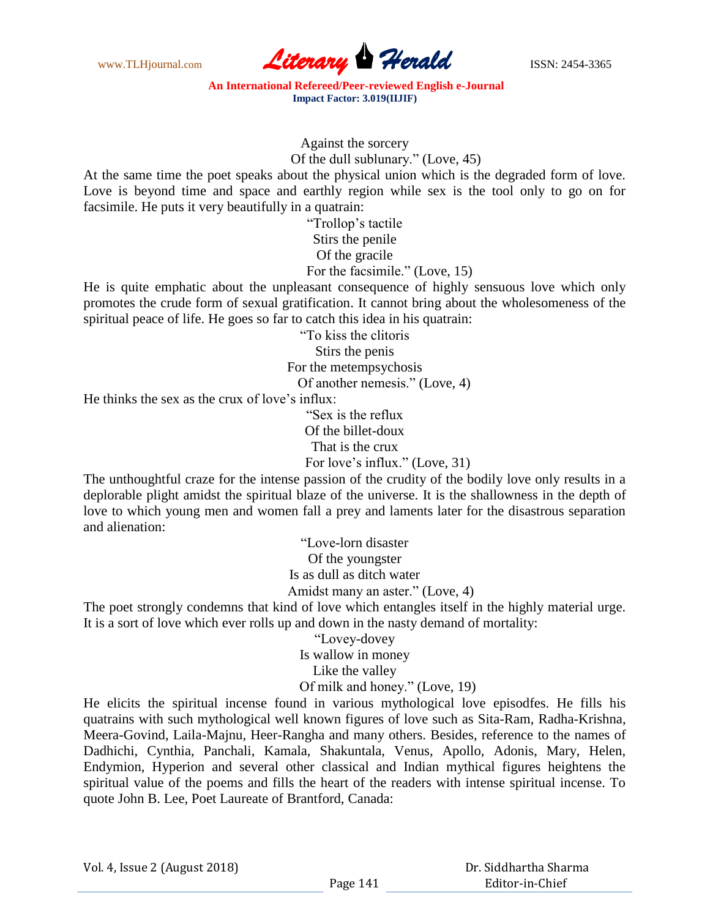Against the sorcery  
Of the dull sublunary." (Love, 45)

At the same time the poet speaks about the physical union which is the degraded form of love. Love is beyond time and space and earthly region while sex is the tool only to go on for facsimile. He puts it very beautifully in a quatrain:

"Trollop's tactile  
Stirs the penile  
Of the gracile  
For the facsimile." (Love, 15)

He is quite emphatic about the unpleasant consequence of highly sensuous love which only promotes the crude form of sexual gratification. It cannot bring about the wholesomeness of the spiritual peace of life. He goes so far to catch this idea in his quatrain:

"To kiss the clitoris  
Stirs the penis  
For the metempsychosis  
Of another nemesis." (Love, 4)

He thinks the sex as the crux of love's influx:

"Sex is the reflux  
Of the billet-doux  
That is the crux  
For love's influx." (Love, 31)

The unthoughtful craze for the intense passion of the crudity of the bodily love only results in a deplorable plight amidst the spiritual blaze of the universe. It is the shallowness in the depth of love to which young men and women fall a prey and laments later for the disastrous separation and alienation:

"Love-lorn disaster  
Of the youngster  
Is as dull as ditch water  
Amidst many an aster." (Love, 4)

The poet strongly condemns that kind of love which entangles itself in the highly material urge. It is a sort of love which ever rolls up and down in the nasty demand of mortality:

"Lovey-dovey  
Is wallow in money  
Like the valley  
Of milk and honey." (Love, 19)

He elicits the spiritual incense found in various mythological love episodfes. He fills his quatrains with such mythological well known figures of love such as Sita-Ram, Radha-Krishna, Meera-Govind, Laila-Majnu, Heer-Rangha and many others. Besides, reference to the names of Dadhichi, Cynthia, Panchali, Kamala, Shakuntala, Venus, Apollo, Adonis, Mary, Helen, Endymion, Hyperion and several other classical and Indian mythical figures heightens the spiritual value of the poems and fills the heart of the readers with intense spiritual incense. To quote John B. Lee, Poet Laureate of Brantford, Canada: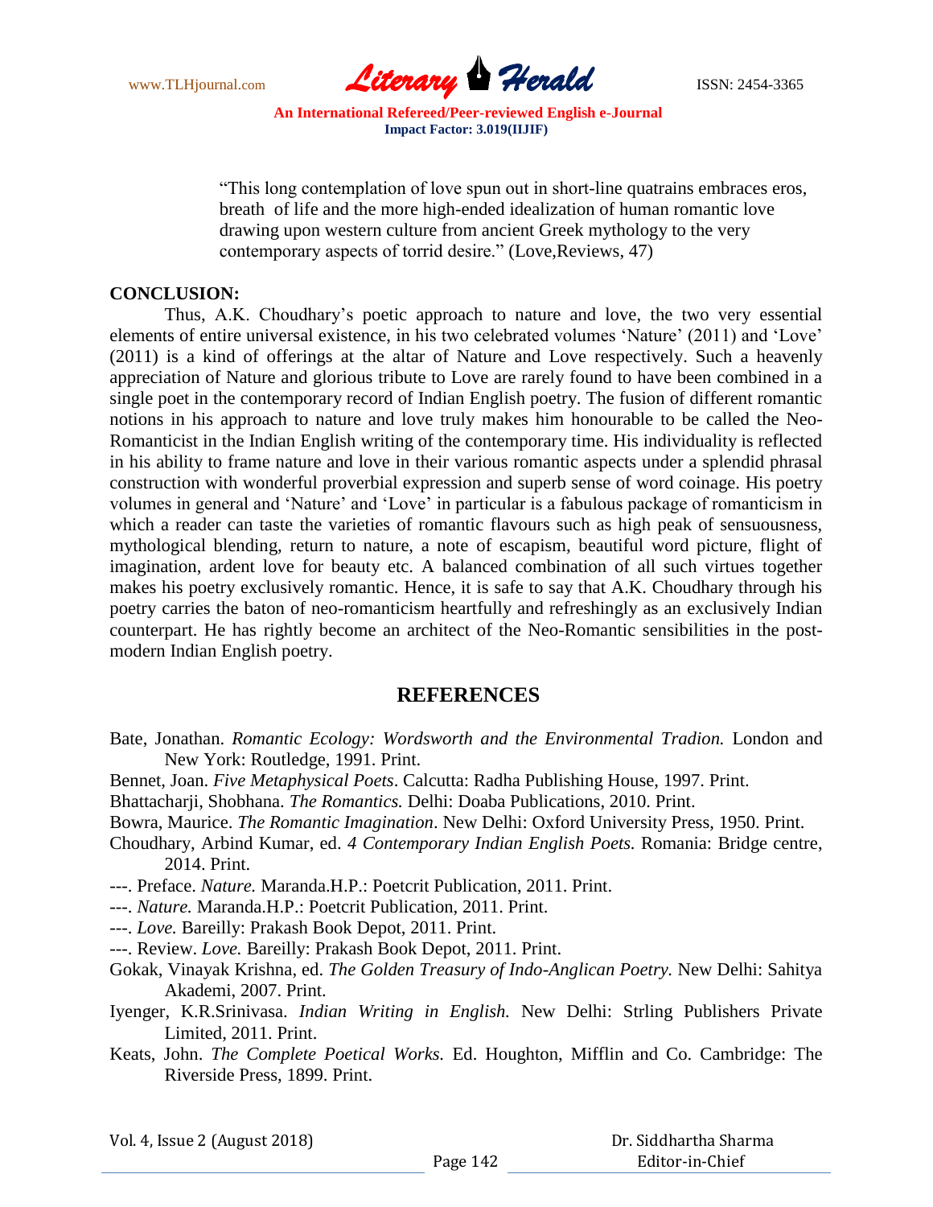> "This long contemplation of love spun out in short-line quatrains embraces eros, breath of life and the more high-ended idealization of human romantic love drawing upon western culture from ancient Greek mythology to the very contemporary aspects of torrid desire." (Love,Reviews, 47)

**CONCLUSION:**

Thus, A.K. Choudhary's poetic approach to nature and love, the two very essential elements of entire universal existence, in his two celebrated volumes 'Nature' (2011) and 'Love' (2011) is a kind of offerings at the altar of Nature and Love respectively. Such a heavenly appreciation of Nature and glorious tribute to Love are rarely found to have been combined in a single poet in the contemporary record of Indian English poetry. The fusion of different romantic notions in his approach to nature and love truly makes him honourable to be called the Neo-Romanticist in the Indian English writing of the contemporary time. His individuality is reflected in his ability to frame nature and love in their various romantic aspects under a splendid phrasal construction with wonderful proverbial expression and superb sense of word coinage. His poetry volumes in general and 'Nature' and 'Love' in particular is a fabulous package of romanticism in which a reader can taste the varieties of romantic flavours such as high peak of sensuousness, mythological blending, return to nature, a note of escapism, beautiful word picture, flight of imagination, ardent love for beauty etc. A balanced combination of all such virtues together makes his poetry exclusively romantic. Hence, it is safe to say that A.K. Choudhary through his poetry carries the baton of neo-romanticism heartfully and refreshingly as an exclusively Indian counterpart. He has rightly become an architect of the Neo-Romantic sensibilities in the post-modern Indian English poetry.

## REFERENCES

Bate, Jonathan. *Romantic Ecology: Wordsworth and the Environmental Tradion.* London and New York: Routledge, 1991. Print.

Bennet, Joan. *Five Metaphysical Poets*. Calcutta: Radha Publishing House, 1997. Print.

Bhattacharji, Shobhana. *The Romantics.* Delhi: Doaba Publications, 2010. Print.

Bowra, Maurice. *The Romantic Imagination*. New Delhi: Oxford University Press, 1950. Print.

Choudhary, Arbind Kumar, ed. *4 Contemporary Indian English Poets.* Romania: Bridge centre, 2014. Print.

---. Preface. *Nature.* Maranda.H.P.: Poetcrit Publication, 2011. Print.

---. *Nature.* Maranda.H.P.: Poetcrit Publication, 2011. Print.

---. *Love.* Bareilly: Prakash Book Depot, 2011. Print.

---. Review. *Love.* Bareilly: Prakash Book Depot, 2011. Print.

Gokak, Vinayak Krishna, ed. *The Golden Treasury of Indo-Anglican Poetry.* New Delhi: Sahitya Akademi, 2007. Print.

Iyenger, K.R.Srinivasa. *Indian Writing in English.* New Delhi: Strling Publishers Private Limited, 2011. Print.

Keats, John. *The Complete Poetical Works.* Ed. Houghton, Mifflin and Co. Cambridge: The Riverside Press, 1899. Print.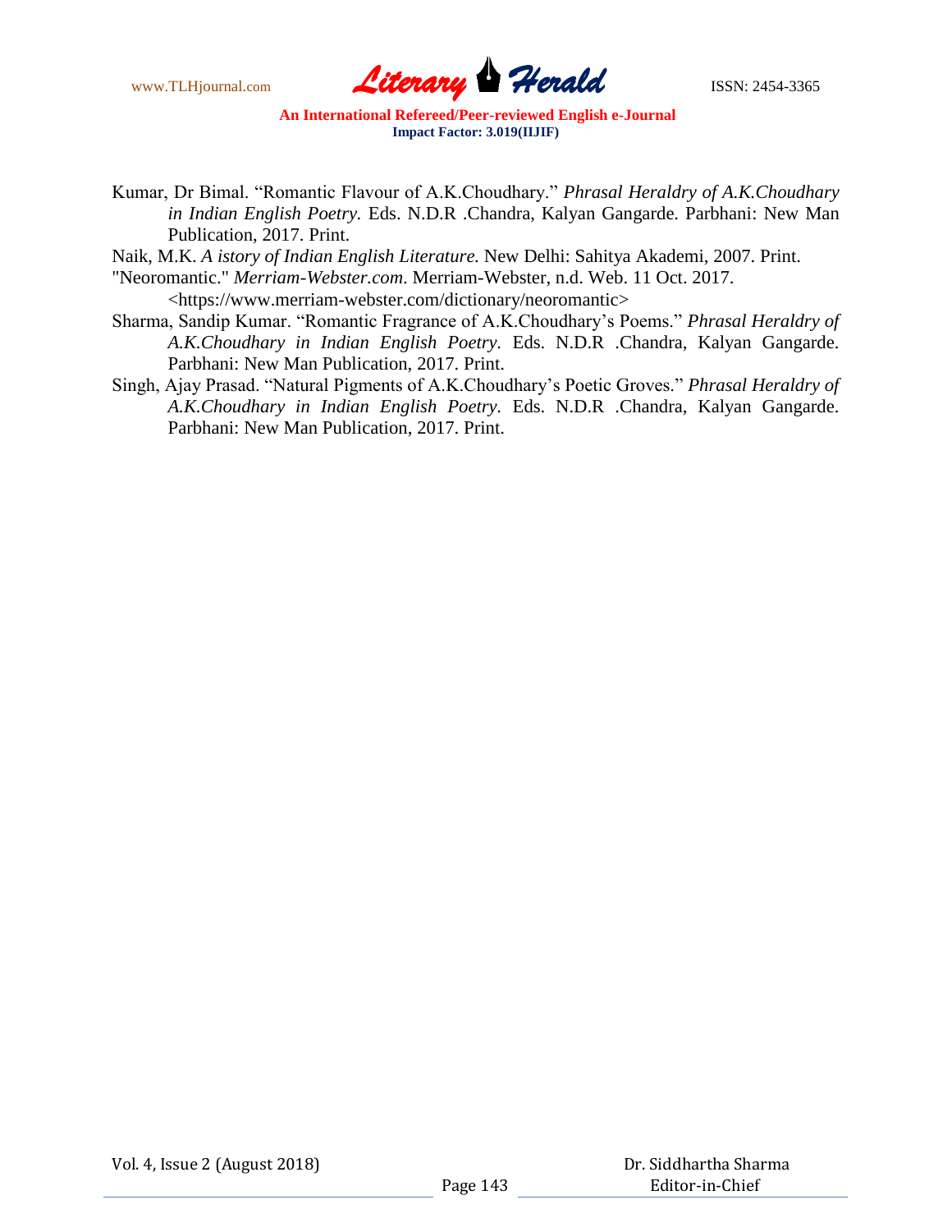Kumar, Dr Bimal. "Romantic Flavour of A.K.Choudhary." *Phrasal Heraldry of A.K.Choudhary in Indian English Poetry.* Eds. N.D.R .Chandra, Kalyan Gangarde. Parbhani: New Man Publication, 2017. Print.

Naik, M.K. *A istory of Indian English Literature.* New Delhi: Sahitya Akademi, 2007. Print.

"Neoromantic." *Merriam-Webster.com*. Merriam-Webster, n.d. Web. 11 Oct. 2017. <https://www.merriam-webster.com/dictionary/neoromantic>

Sharma, Sandip Kumar. "Romantic Fragrance of A.K.Choudhary's Poems." *Phrasal Heraldry of A.K.Choudhary in Indian English Poetry.* Eds. N.D.R .Chandra, Kalyan Gangarde. Parbhani: New Man Publication, 2017. Print.

Singh, Ajay Prasad. "Natural Pigments of A.K.Choudhary's Poetic Groves." *Phrasal Heraldry of A.K.Choudhary in Indian English Poetry.* Eds. N.D.R .Chandra, Kalyan Gangarde. Parbhani: New Man Publication, 2017. Print.